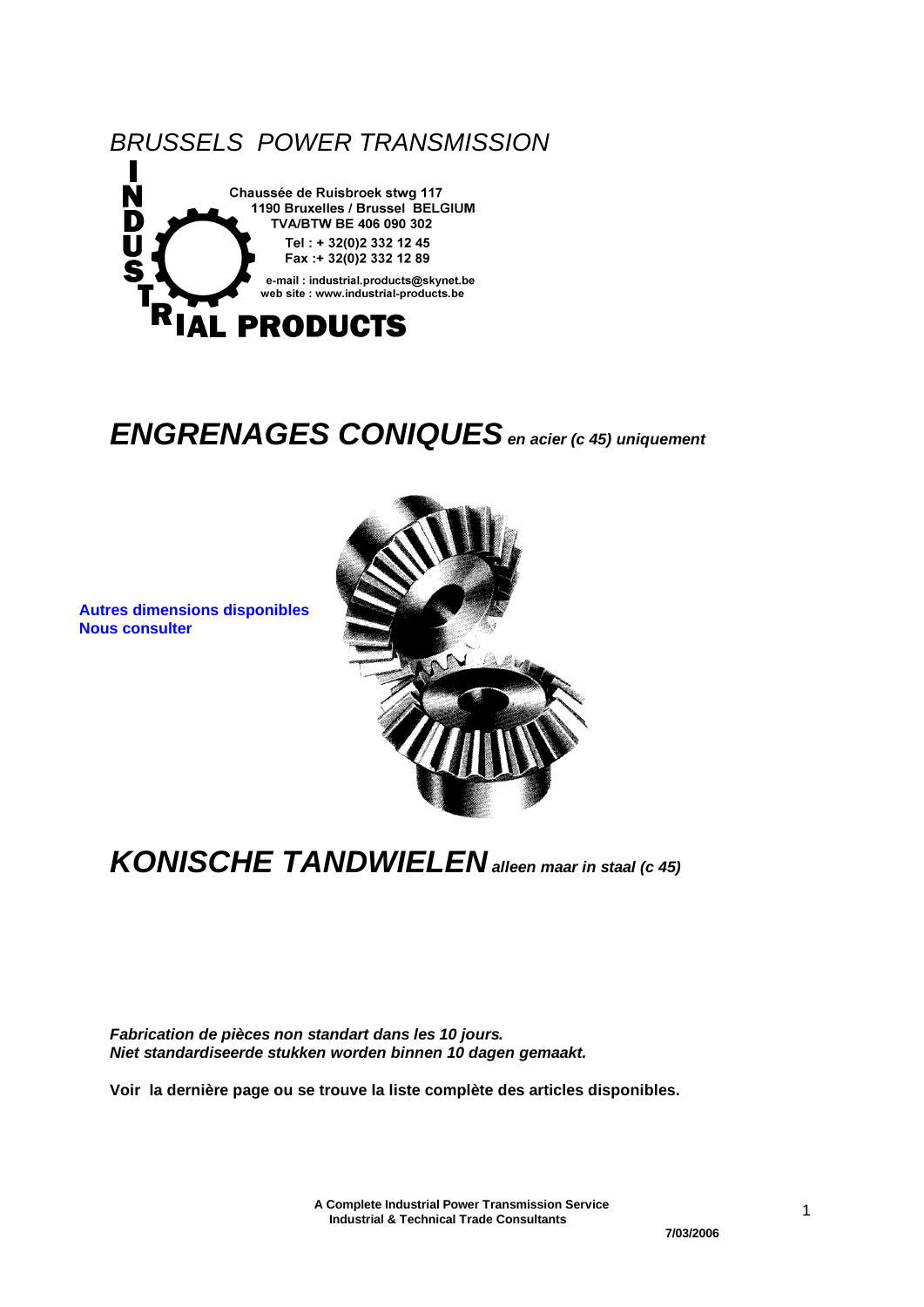*BRUSSELS POWER TRANSMISSION*

**INDUSTRIAL PRODUCTS**

**Chaussée de Ruisbroek stwg 117**
**1190 Bruxelles / Brussel BELGIUM**
**TVA/BTW BE 406 090 302**
**Tel : + 32(0)2 332 12 45**
**Fax :+ 32(0)2 332 12 89**
**e-mail : industrial.products@skynet.be**
**web site : www.industrial-products.be**

# ***ENGRENAGES CONIQUES*** ***en acier (c 45) uniquement***

**Autres dimensions disponibles**
**Nous consulter**

# ***KONISCHE TANDWIELEN*** ***alleen maar in staal (c 45)***

***Fabrication de pièces non standart dans les 10 jours.***
***Niet standardiseerde stukken worden binnen 10 dagen gemaakt.***

**Voir la dernière page ou se trouve la liste complète des articles disponibles.**

**A Complete Industrial Power Transmission Service**
**Industrial & Technical Trade Consultants**

**7/03/2006**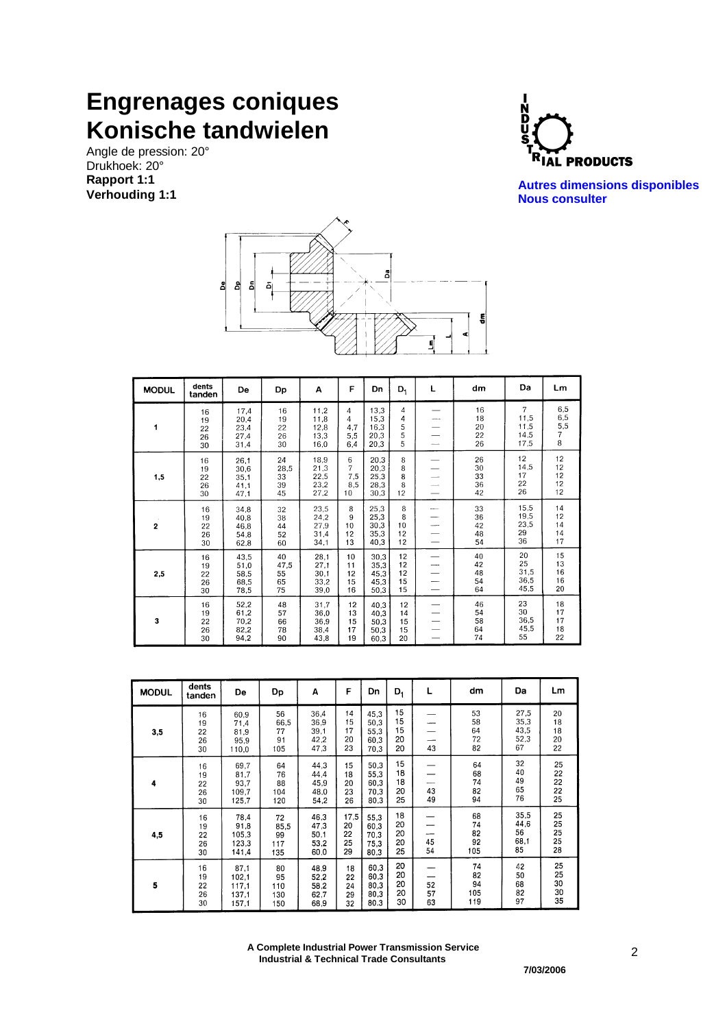# Engrenages coniques
# Konische tandwielen

Angle de pression: 20°
Drukhoek: 20°
**Rapport 1:1**
**Verhouding 1:1**

**Autres dimensions disponibles**
**Nous consulter**

| MODUL | dents tanden | De | Dp | A | F | Dn | $D_1$ | L | dm | Da | Lm |
|---|---|---|---|---|---|---|---|---|---|---|---|
| 1 | 16 | 17,4 | 16 | 11,2 | 4 | 13,3 | 4 | — | 16 | 7 | 6,5 |
| | 19 | 20,4 | 19 | 11,8 | 4 | 15,3 | 4 | — | 18 | 11,5 | 6,5 |
| | 22 | 23,4 | 22 | 12,8 | 4,7 | 16,3 | 5 | — | 20 | 11,5 | 5,5 |
| | 26 | 27,4 | 26 | 13,3 | 5,5 | 20,3 | 5 | — | 22 | 14,5 | 7 |
| | 30 | 31,4 | 30 | 16,0 | 6,4 | 20,3 | 5 | — | 26 | 17,5 | 8 |
| 1,5 | 16 | 26,1 | 24 | 18,9 | 6 | 20,3 | 8 | — | 26 | 12 | 12 |
| | 19 | 30,6 | 28,5 | 21,3 | 7 | 20,3 | 8 | — | 30 | 14,5 | 12 |
| | 22 | 35,1 | 33 | 22,5 | 7,5 | 25,3 | 8 | — | 33 | 17 | 12 |
| | 26 | 41,1 | 39 | 23,2 | 8,5 | 28,3 | 8 | — | 36 | 22 | 12 |
| | 30 | 47,1 | 45 | 27,2 | 10 | 30,3 | 12 | — | 42 | 26 | 12 |
| 2 | 16 | 34,8 | 32 | 23,5 | 8 | 25,3 | 8 | — | 33 | 15,5 | 14 |
| | 19 | 40,8 | 38 | 24,2 | 9 | 25,3 | 8 | — | 36 | 19,5 | 12 |
| | 22 | 46,8 | 44 | 27,9 | 10 | 30,3 | 10 | — | 42 | 23,5 | 14 |
| | 26 | 54,8 | 52 | 31,4 | 12 | 35,3 | 12 | — | 48 | 29 | 14 |
| | 30 | 62,8 | 60 | 34,1 | 13 | 40,3 | 12 | — | 54 | 36 | 17 |
| 2,5 | 16 | 43,5 | 40 | 28,1 | 10 | 30,3 | 12 | — | 40 | 20 | 15 |
| | 19 | 51,0 | 47,5 | 27,1 | 11 | 35,3 | 12 | — | 42 | 25 | 13 |
| | 22 | 58,5 | 55 | 30,1 | 12 | 45,3 | 12 | — | 48 | 31,5 | 16 |
| | 26 | 68,5 | 65 | 33,2 | 15 | 45,3 | 15 | — | 54 | 36,5 | 16 |
| | 30 | 78,5 | 75 | 39,0 | 16 | 50,3 | 15 | — | 64 | 45,5 | 20 |
| 3 | 16 | 52,2 | 48 | 31,7 | 12 | 40,3 | 12 | — | 46 | 23 | 18 |
| | 19 | 61,2 | 57 | 36,0 | 13 | 40,3 | 14 | — | 54 | 30 | 17 |
| | 22 | 70,2 | 66 | 36,9 | 15 | 50,3 | 15 | — | 58 | 36,5 | 17 |
| | 26 | 82,2 | 78 | 38,4 | 17 | 50,3 | 15 | — | 64 | 45,5 | 18 |
| | 30 | 94,2 | 90 | 43,8 | 19 | 60,3 | 20 | — | 74 | 55 | 22 |

| MODUL | dents tanden | De | Dp | A | F | Dn | $D_1$ | L | dm | Da | Lm |
|---|---|---|---|---|---|---|---|---|---|---|---|
| 3,5 | 16 | 60,9 | 56 | 36,4 | 14 | 45,3 | 15 | — | 53 | 27,5 | 20 |
| | 19 | 71,4 | 66,5 | 36,9 | 15 | 50,3 | 15 | — | 58 | 35,3 | 18 |
| | 22 | 81,9 | 77 | 39,1 | 17 | 55,3 | 15 | — | 64 | 43,5 | 18 |
| | 26 | 95,9 | 91 | 42,2 | 20 | 60,3 | 20 | — | 72 | 52,3 | 20 |
| | 30 | 110,0 | 105 | 47,3 | 23 | 70,3 | 20 | 43 | 82 | 67 | 22 |
| 4 | 16 | 69,7 | 64 | 44,3 | 15 | 50,3 | 15 | — | 64 | 32 | 25 |
| | 19 | 81,7 | 76 | 44,4 | 18 | 55,3 | 18 | — | 68 | 40 | 22 |
| | 22 | 93,7 | 88 | 45,9 | 20 | 60,3 | 18 | — | 74 | 49 | 22 |
| | 26 | 109,7 | 104 | 48,0 | 23 | 70,3 | 20 | 43 | 82 | 65 | 22 |
| | 30 | 125,7 | 120 | 54,2 | 26 | 80,3 | 25 | 49 | 94 | 76 | 25 |
| 4,5 | 16 | 78,4 | 72 | 46,3 | 17,5 | 55,3 | 18 | — | 68 | 35,5 | 25 |
| | 19 | 91,8 | 85,5 | 47,3 | 20 | 60,3 | 20 | — | 74 | 44,6 | 25 |
| | 22 | 105,3 | 99 | 50,1 | 22 | 70,3 | 20 | — | 82 | 56 | 25 |
| | 26 | 123,3 | 117 | 53,2 | 25 | 75,3 | 20 | 45 | 92 | 68,1 | 25 |
| | 30 | 141,4 | 135 | 60,0 | 29 | 80,3 | 25 | 54 | 105 | 85 | 28 |
| 5 | 16 | 87,1 | 80 | 48,9 | 18 | 60,3 | 20 | — | 74 | 42 | 25 |
| | 19 | 102,1 | 95 | 52,2 | 22 | 60,3 | 20 | — | 82 | 50 | 25 |
| | 22 | 117,1 | 110 | 58,2 | 24 | 80,3 | 20 | 52 | 94 | 68 | 30 |
| | 26 | 137,1 | 130 | 62,7 | 29 | 80,3 | 20 | 57 | 105 | 82 | 30 |
| | 30 | 157,1 | 150 | 68,9 | 32 | 80,3 | 30 | 63 | 119 | 97 | 35 |

**A Complete Industrial Power Transmission Service**
**Industrial & Technical Trade Consultants**

**7/03/2006**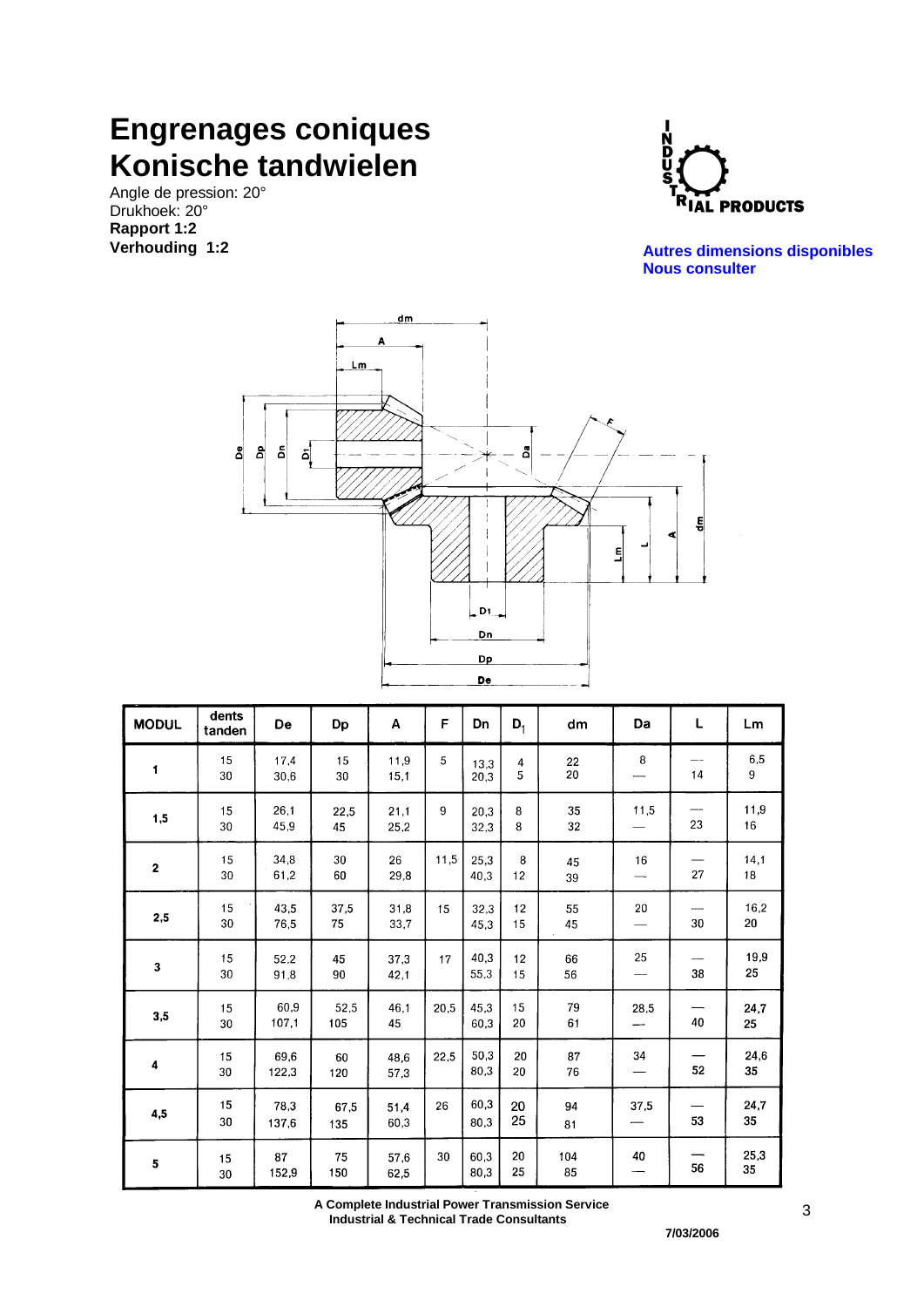# Engrenages coniques
# Konische tandwielen

Angle de pression: 20°
Drukhoek: 20°
**Rapport 1:2**
**Verhouding 1:2**

INDUSTRIAL PRODUCTS

**Autres dimensions disponibles**
**Nous consulter**

| MODUL | dents tanden | De | Dp | A | F | Dn | $D_1$ | dm | Da | L | Lm |
|---|---|---|---|---|---|---|---|---|---|---|---|
| 1 | 15<br>30 | 17,4<br>30,6 | 15<br>30 | 11,9<br>15,1 | 5 | 13,3<br>20,3 | 4<br>5 | 22<br>20 | 8<br>— | —<br>14 | 6,5<br>9 |
| 1,5 | 15<br>30 | 26,1<br>45,9 | 22,5<br>45 | 21,1<br>25,2 | 9 | 20,3<br>32,3 | 8<br>8 | 35<br>32 | 11,5<br>— | —<br>23 | 11,9<br>16 |
| 2 | 15<br>30 | 34,8<br>61,2 | 30<br>60 | 26<br>29,8 | 11,5 | 25,3<br>40,3 | 8<br>12 | 45<br>39 | 16<br>— | —<br>27 | 14,1<br>18 |
| 2,5 | 15<br>30 | 43,5<br>76,5 | 37,5<br>75 | 31,8<br>33,7 | 15 | 32,3<br>45,3 | 12<br>15 | 55<br>45 | 20<br>— | —<br>30 | 16,2<br>20 |
| 3 | 15<br>30 | 52,2<br>91,8 | 45<br>90 | 37,3<br>42,1 | 17 | 40,3<br>55,3 | 12<br>15 | 66<br>56 | 25<br>— | —<br>38 | 19,9<br>25 |
| 3,5 | 15<br>30 | 60,9<br>107,1 | 52,5<br>105 | 46,1<br>45 | 20,5 | 45,3<br>60,3 | 15<br>20 | 79<br>61 | 28,5<br>— | —<br>40 | 24,7<br>25 |
| 4 | 15<br>30 | 69,6<br>122,3 | 60<br>120 | 48,6<br>57,3 | 22,5 | 50,3<br>80,3 | 20<br>20 | 87<br>76 | 34<br>— | —<br>52 | 24,6<br>35 |
| 4,5 | 15<br>30 | 78,3<br>137,6 | 67,5<br>135 | 51,4<br>60,3 | 26 | 60,3<br>80,3 | 20<br>25 | 94<br>81 | 37,5<br>— | —<br>53 | 24,7<br>35 |
| 5 | 15<br>30 | 87<br>152,9 | 75<br>150 | 57,6<br>62,5 | 30 | 60,3<br>80,3 | 20<br>25 | 104<br>85 | 40<br>— | —<br>56 | 25,3<br>35 |

**A Complete Industrial Power Transmission Service**
**Industrial & Technical Trade Consultants**

**7/03/2006**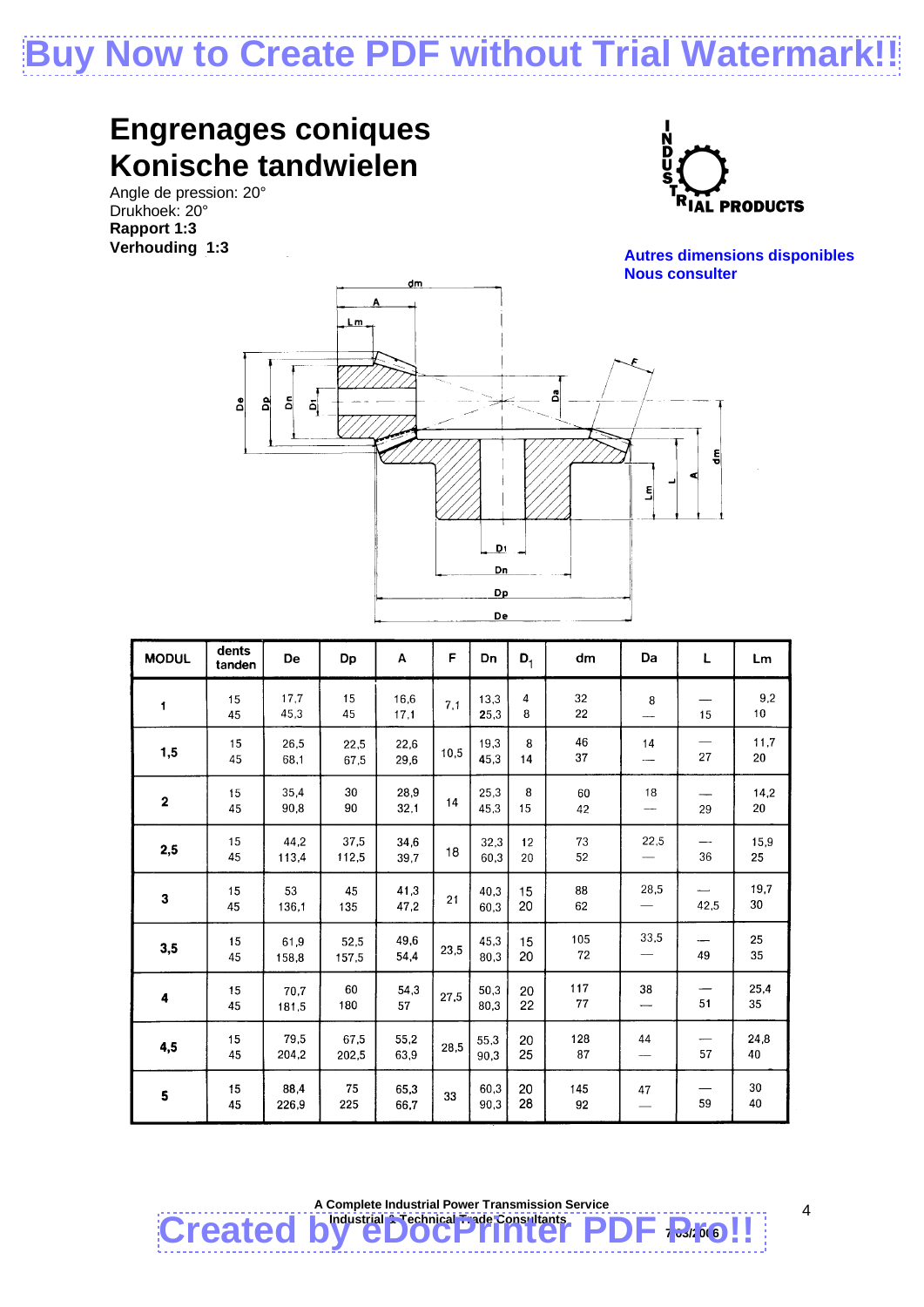# Engrenages coniques
# Konische tandwielen

Angle de pression: 20°
Drukhoek: 20°
**Rapport 1:3**
**Verhouding 1:3**

**Autres dimensions disponibles**
**Nous consulter**

| MODUL | dents tanden | De | Dp | A | F | Dn | $D_1$ | dm | Da | L | Lm |
|---|---|---|---|---|---|---|---|---|---|---|---|
| 1 | 15<br>45 | 17,7<br>45,3 | 15<br>45 | 16,6<br>17,1 | 7,1 | 13,3<br>25,3 | 4<br>8 | 32<br>22 | 8<br>— | —<br>15 | 9,2<br>10 |
| 1,5 | 15<br>45 | 26,5<br>68,1 | 22,5<br>67,5 | 22,6<br>29,6 | 10,5 | 19,3<br>45,3 | 8<br>14 | 46<br>37 | 14<br>— | —<br>27 | 11,7<br>20 |
| 2 | 15<br>45 | 35,4<br>90,8 | 30<br>90 | 28,9<br>32,1 | 14 | 25,3<br>45,3 | 8<br>15 | 60<br>42 | 18<br>— | —<br>29 | 14,2<br>20 |
| 2,5 | 15<br>45 | 44,2<br>113,4 | 37,5<br>112,5 | 34,6<br>39,7 | 18 | 32,3<br>60,3 | 12<br>20 | 73<br>52 | 22,5<br>— | —<br>36 | 15,9<br>25 |
| 3 | 15<br>45 | 53<br>136,1 | 45<br>135 | 41,3<br>47,2 | 21 | 40,3<br>60,3 | 15<br>20 | 88<br>62 | 28,5<br>— | —<br>42,5 | 19,7<br>30 |
| 3,5 | 15<br>45 | 61,9<br>158,8 | 52,5<br>157,5 | 49,6<br>54,4 | 23,5 | 45,3<br>80,3 | 15<br>20 | 105<br>72 | 33,5<br>— | —<br>49 | 25<br>35 |
| 4 | 15<br>45 | 70,7<br>181,5 | 60<br>180 | 54,3<br>57 | 27,5 | 50,3<br>80,3 | 20<br>22 | 117<br>77 | 38<br>— | —<br>51 | 25,4<br>35 |
| 4,5 | 15<br>45 | 79,5<br>204,2 | 67,5<br>202,5 | 55,2<br>63,9 | 28,5 | 55,3<br>90,3 | 20<br>25 | 128<br>87 | 44<br>— | —<br>57 | 24,8<br>40 |
| 5 | 15<br>45 | 88,4<br>226,9 | 75<br>225 | 65,3<br>66,7 | 33 | 60,3<br>90,3 | 20<br>28 | 145<br>92 | 47<br>— | —<br>59 | 30<br>40 |

A Complete Industrial Power Transmission Service
Industrial & Technical Trade Consultants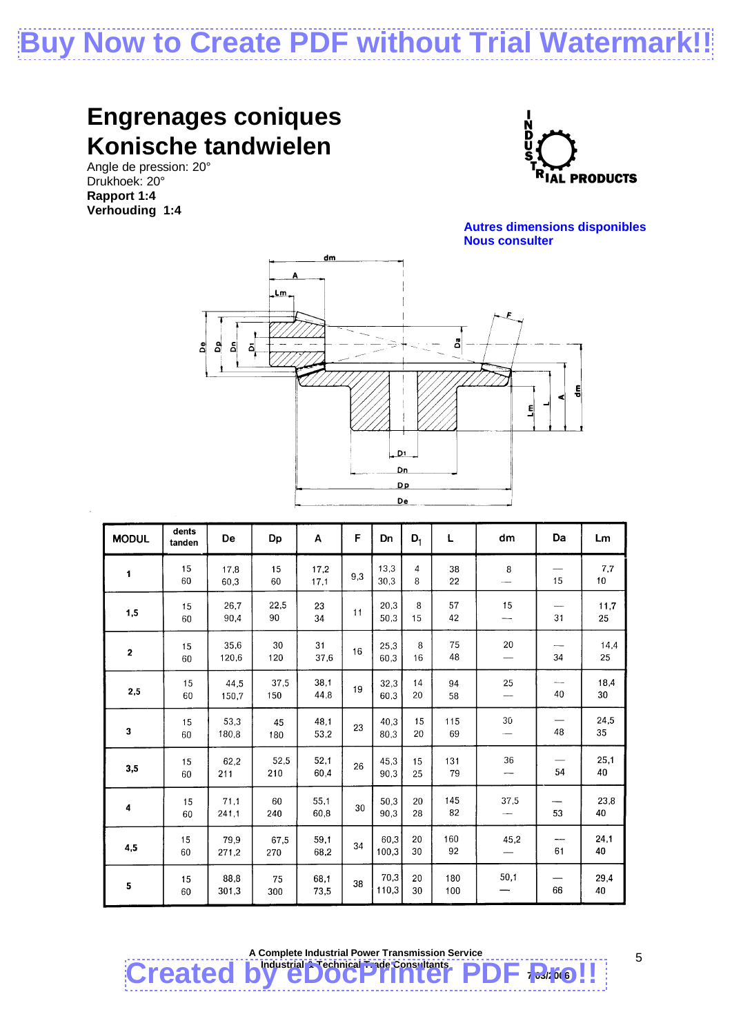# Engrenages coniques
# Konische tandwielen

Angle de pression: 20°
Drukhoek: 20°
**Rapport 1:4**
**Verhouding 1:4**

INDUSTRIAL PRODUCTS

**Autres dimensions disponibles**
**Nous consulter**

| MODUL | dents tanden | De | Dp | A | F | Dn | $D_1$ | L | dm | Da | Lm |
|---|---|---|---|---|---|---|---|---|---|---|---|
| **1** | 15<br>60 | 17,8<br>60,3 | 15<br>60 | 17,2<br>17,1 | 9,3 | 13,3<br>30,3 | 4<br>8 | 38<br>22 | 8<br>— | —<br>15 | 7,7<br>10 |
| **1,5** | 15<br>60 | 26,7<br>90,4 | 22,5<br>90 | 23<br>34 | 11 | 20,3<br>50,3 | 8<br>15 | 57<br>42 | 15<br>— | —<br>31 | 11,7<br>25 |
| **2** | 15<br>60 | 35,6<br>120,6 | 30<br>120 | 31<br>37,6 | 16 | 25,3<br>60,3 | 8<br>16 | 75<br>48 | 20<br>— | —<br>34 | 14,4<br>25 |
| **2,5** | 15<br>60 | 44,5<br>150,7 | 37,5<br>150 | 38,1<br>44,8 | 19 | 32,3<br>60,3 | 14<br>20 | 94<br>58 | 25<br>— | —<br>40 | 18,4<br>30 |
| **3** | 15<br>60 | 53,3<br>180,8 | 45<br>180 | 48,1<br>53,2 | 23 | 40,3<br>80,3 | 15<br>20 | 115<br>69 | 30<br>— | —<br>48 | 24,5<br>35 |
| **3,5** | 15<br>60 | 62,2<br>211 | 52,5<br>210 | 52,1<br>60,4 | 26 | 45,3<br>90,3 | 15<br>25 | 131<br>79 | 36<br>— | —<br>54 | 25,1<br>40 |
| **4** | 15<br>60 | 71,1<br>241,1 | 60<br>240 | 55,1<br>60,8 | 30 | 50,3<br>90,3 | 20<br>28 | 145<br>82 | 37,5<br>— | —<br>53 | 23,8<br>40 |
| **4,5** | 15<br>60 | 79,9<br>271,2 | 67,5<br>270 | 59,1<br>68,2 | 34 | 60,3<br>100,3 | 20<br>30 | 160<br>92 | 45,2<br>— | —<br>61 | 24,1<br>40 |
| **5** | 15<br>60 | 88,8<br>301,3 | 75<br>300 | 68,1<br>73,5 | 38 | 70,3<br>110,3 | 20<br>30 | 180<br>100 | 50,1<br>— | —<br>66 | 29,4<br>40 |

**A Complete Industrial Power Transmission Service**
**Industrial & Technical Trade Consultants**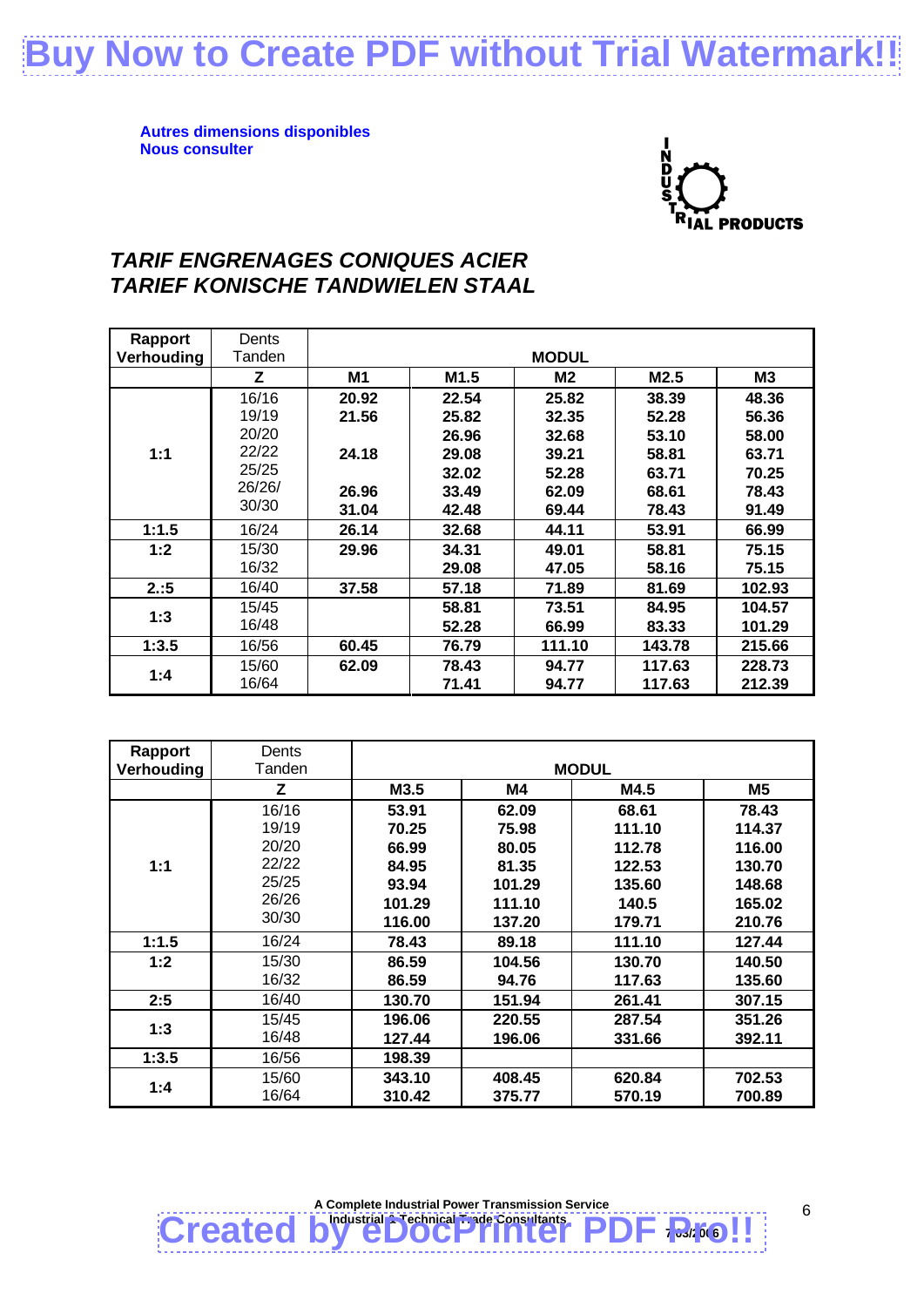**Autres dimensions disponibles**
**Nous consulter**

INDUSTRIAL PRODUCTS

## *TARIF ENGRENAGES CONIQUES ACIER*
## *TARIEF KONISCHE TANDWIELEN STAAL*

| Rapport Verhouding | Dents Tanden | MODUL | | | | |
|---|---|---|---|---|---|---|
| | Z | M1 | M1.5 | M2 | M2.5 | M3 |
| 1:1 | 16/16 | 20.92 | 22.54 | 25.82 | 38.39 | 48.36 |
| | 19/19 | 21.56 | 25.82 | 32.35 | 52.28 | 56.36 |
| | 20/20 | | 26.96 | 32.68 | 53.10 | 58.00 |
| | 22/22 | 24.18 | 29.08 | 39.21 | 58.81 | 63.71 |
| | 25/25 | | 32.02 | 52.28 | 63.71 | 70.25 |
| | 26/26/ | 26.96 | 33.49 | 62.09 | 68.61 | 78.43 |
| | 30/30 | 31.04 | 42.48 | 69.44 | 78.43 | 91.49 |
| 1:1.5 | 16/24 | 26.14 | 32.68 | 44.11 | 53.91 | 66.99 |
| 1:2 | 15/30 | 29.96 | 34.31 | 49.01 | 58.81 | 75.15 |
| | 16/32 | | 29.08 | 47.05 | 58.16 | 75.15 |
| 2.:5 | 16/40 | 37.58 | 57.18 | 71.89 | 81.69 | 102.93 |
| 1:3 | 15/45 | | 58.81 | 73.51 | 84.95 | 104.57 |
| | 16/48 | | 52.28 | 66.99 | 83.33 | 101.29 |
| 1:3.5 | 16/56 | 60.45 | 76.79 | 111.10 | 143.78 | 215.66 |
| 1:4 | 15/60 | 62.09 | 78.43 | 94.77 | 117.63 | 228.73 |
| | 16/64 | | 71.41 | 94.77 | 117.63 | 212.39 |

| Rapport Verhouding | Dents Tanden | MODUL | | | |
|---|---|---|---|---|---|
| | Z | M3.5 | M4 | M4.5 | M5 |
| 1:1 | 16/16 | 53.91 | 62.09 | 68.61 | 78.43 |
| | 19/19 | 70.25 | 75.98 | 111.10 | 114.37 |
| | 20/20 | 66.99 | 80.05 | 112.78 | 116.00 |
| | 22/22 | 84.95 | 81.35 | 122.53 | 130.70 |
| | 25/25 | 93.94 | 101.29 | 135.60 | 148.68 |
| | 26/26 | 101.29 | 111.10 | 140.5 | 165.02 |
| | 30/30 | 116.00 | 137.20 | 179.71 | 210.76 |
| 1:1.5 | 16/24 | 78.43 | 89.18 | 111.10 | 127.44 |
| 1:2 | 15/30 | 86.59 | 104.56 | 130.70 | 140.50 |
| | 16/32 | 86.59 | 94.76 | 117.63 | 135.60 |
| 2:5 | 16/40 | 130.70 | 151.94 | 261.41 | 307.15 |
| 1:3 | 15/45 | 196.06 | 220.55 | 287.54 | 351.26 |
| | 16/48 | 127.44 | 196.06 | 331.66 | 392.11 |
| 1:3.5 | 16/56 | 198.39 | | | |
| 1:4 | 15/60 | 343.10 | 408.45 | 620.84 | 702.53 |
| | 16/64 | 310.42 | 375.77 | 570.19 | 700.89 |

A Complete Industrial Power Transmission Service
Industrial & Technical Trade Consultants